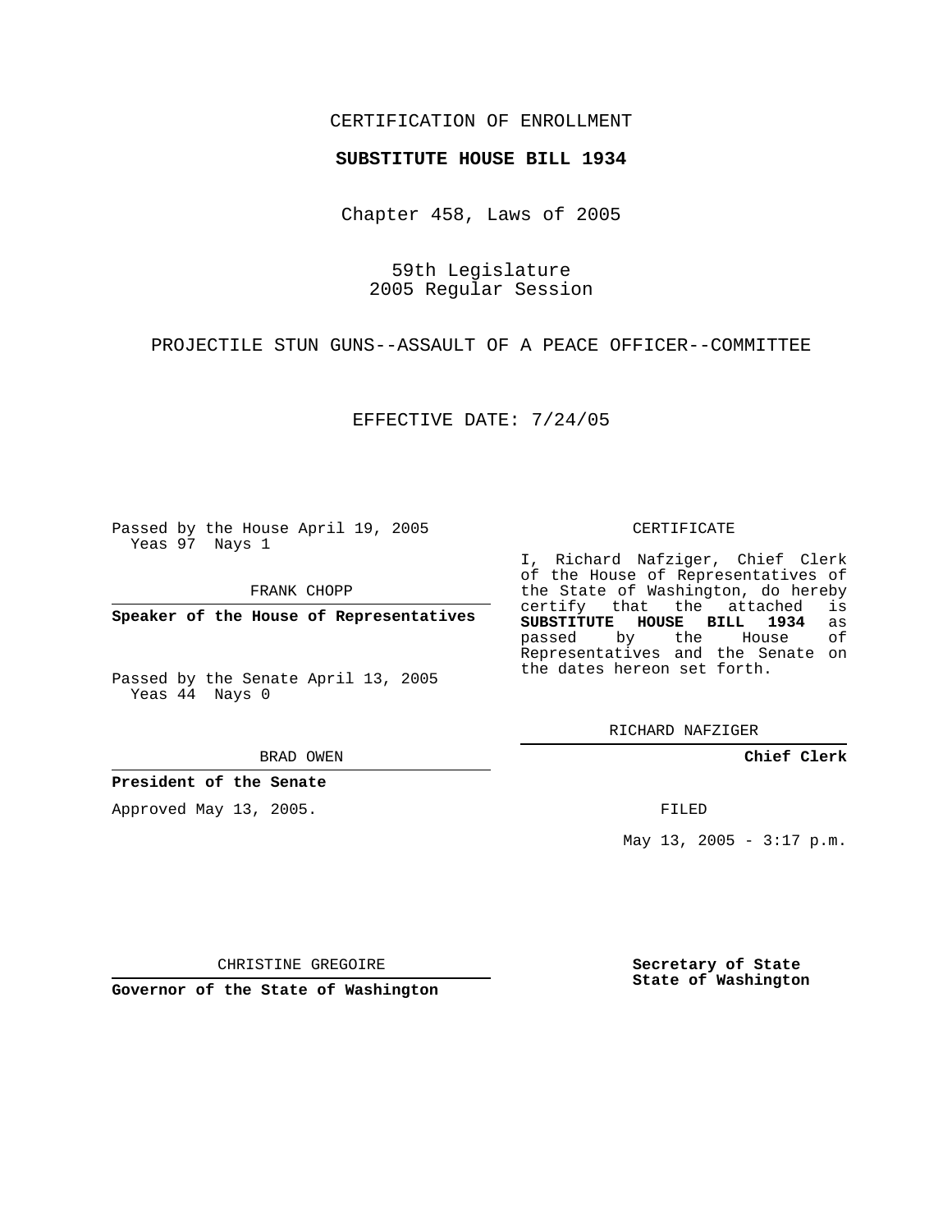CERTIFICATION OF ENROLLMENT

**SUBSTITUTE HOUSE BILL 1934**

Chapter 458, Laws of 2005

59th Legislature
2005 Regular Session

PROJECTILE STUN GUNS--ASSAULT OF A PEACE OFFICER--COMMITTEE

EFFECTIVE DATE: 7/24/05

Passed by the House April 19, 2005
Yeas 97 Nays 1

FRANK CHOPP

**Speaker of the House of Representatives**

Passed by the Senate April 13, 2005
Yeas 44 Nays 0

BRAD OWEN

**President of the Senate**

Approved May 13, 2005.

CHRISTINE GREGOIRE

**Governor of the State of Washington**

CERTIFICATE

I, Richard Nafziger, Chief Clerk of the House of Representatives of the State of Washington, do hereby certify that the attached is **SUBSTITUTE HOUSE BILL 1934** as passed by the House of Representatives and the Senate on the dates hereon set forth.

RICHARD NAFZIGER

**Chief Clerk**

FILED

May 13, 2005 - 3:17 p.m.

**Secretary of State**
**State of Washington**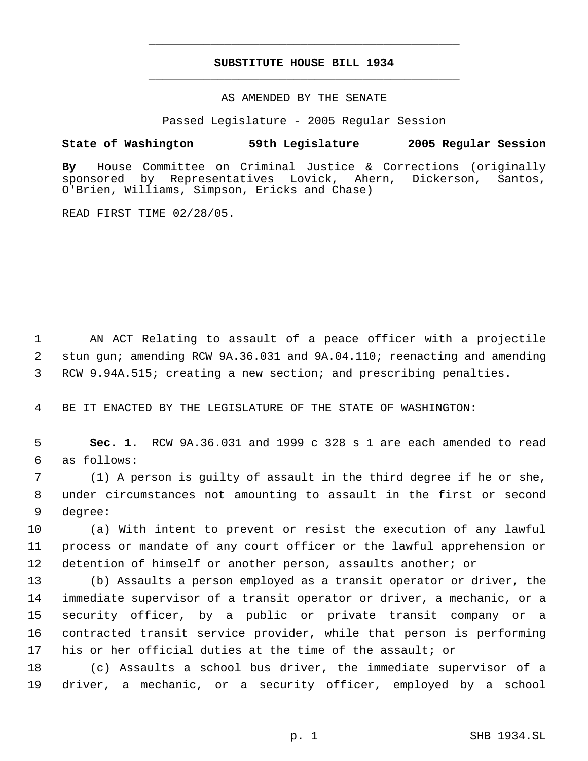# SUBSTITUTE HOUSE BILL 1934

AS AMENDED BY THE SENATE

Passed Legislature - 2005 Regular Session

**State of Washington 59th Legislature 2005 Regular Session**

**By** House Committee on Criminal Justice & Corrections (originally sponsored by Representatives Lovick, Ahern, Dickerson, Santos, O'Brien, Williams, Simpson, Ericks and Chase)

READ FIRST TIME 02/28/05.

1 AN ACT Relating to assault of a peace officer with a projectile
2 stun gun; amending RCW 9A.36.031 and 9A.04.110; reenacting and amending
3 RCW 9.94A.515; creating a new section; and prescribing penalties.

4 BE IT ENACTED BY THE LEGISLATURE OF THE STATE OF WASHINGTON:

5 **Sec. 1.** RCW 9A.36.031 and 1999 c 328 s 1 are each amended to read
6 as follows:

7 (1) A person is guilty of assault in the third degree if he or she,
8 under circumstances not amounting to assault in the first or second
9 degree:

10 (a) With intent to prevent or resist the execution of any lawful
11 process or mandate of any court officer or the lawful apprehension or
12 detention of himself or another person, assaults another; or

13 (b) Assaults a person employed as a transit operator or driver, the
14 immediate supervisor of a transit operator or driver, a mechanic, or a
15 security officer, by a public or private transit company or a
16 contracted transit service provider, while that person is performing
17 his or her official duties at the time of the assault; or

18 (c) Assaults a school bus driver, the immediate supervisor of a
19 driver, a mechanic, or a security officer, employed by a school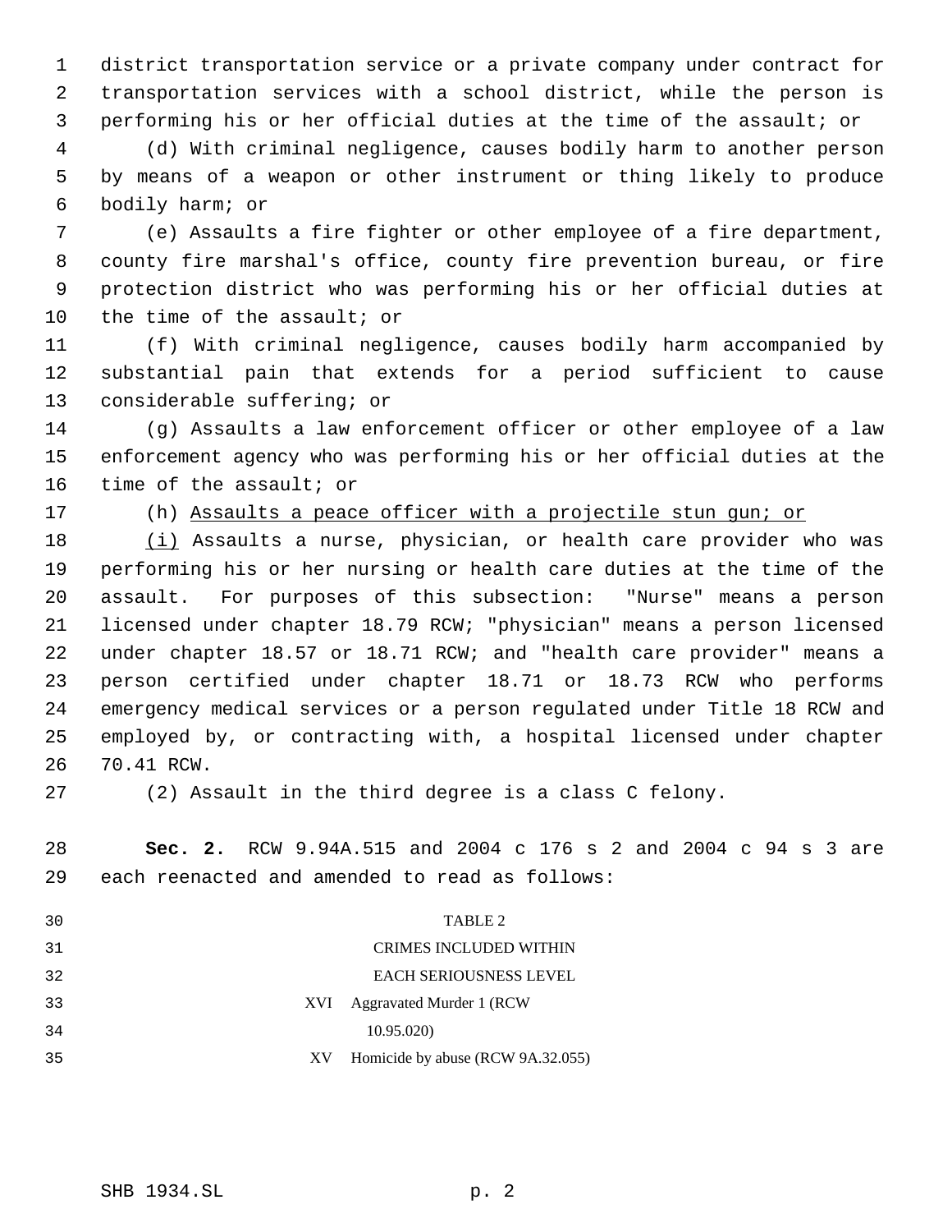district transportation service or a private company under contract for transportation services with a school district, while the person is performing his or her official duties at the time of the assault; or

(d) With criminal negligence, causes bodily harm to another person by means of a weapon or other instrument or thing likely to produce bodily harm; or

(e) Assaults a fire fighter or other employee of a fire department, county fire marshal's office, county fire prevention bureau, or fire protection district who was performing his or her official duties at the time of the assault; or

(f) With criminal negligence, causes bodily harm accompanied by substantial pain that extends for a period sufficient to cause considerable suffering; or

(g) Assaults a law enforcement officer or other employee of a law enforcement agency who was performing his or her official duties at the time of the assault; or

(h) <u>Assaults a peace officer with a projectile stun gun; or</u>

<u>(i)</u> Assaults a nurse, physician, or health care provider who was performing his or her nursing or health care duties at the time of the assault. For purposes of this subsection: "Nurse" means a person licensed under chapter 18.79 RCW; "physician" means a person licensed under chapter 18.57 or 18.71 RCW; and "health care provider" means a person certified under chapter 18.71 or 18.73 RCW who performs emergency medical services or a person regulated under Title 18 RCW and employed by, or contracting with, a hospital licensed under chapter 70.41 RCW.

(2) Assault in the third degree is a class C felony.

**Sec. 2.** RCW 9.94A.515 and 2004 c 176 s 2 and 2004 c 94 s 3 are each reenacted and amended to read as follows:

TABLE 2

CRIMES INCLUDED WITHIN EACH SERIOUSNESS LEVEL

| | |
|---|---|
| XVI | Aggravated Murder 1 (RCW 10.95.020) |
| XV | Homicide by abuse (RCW 9A.32.055) |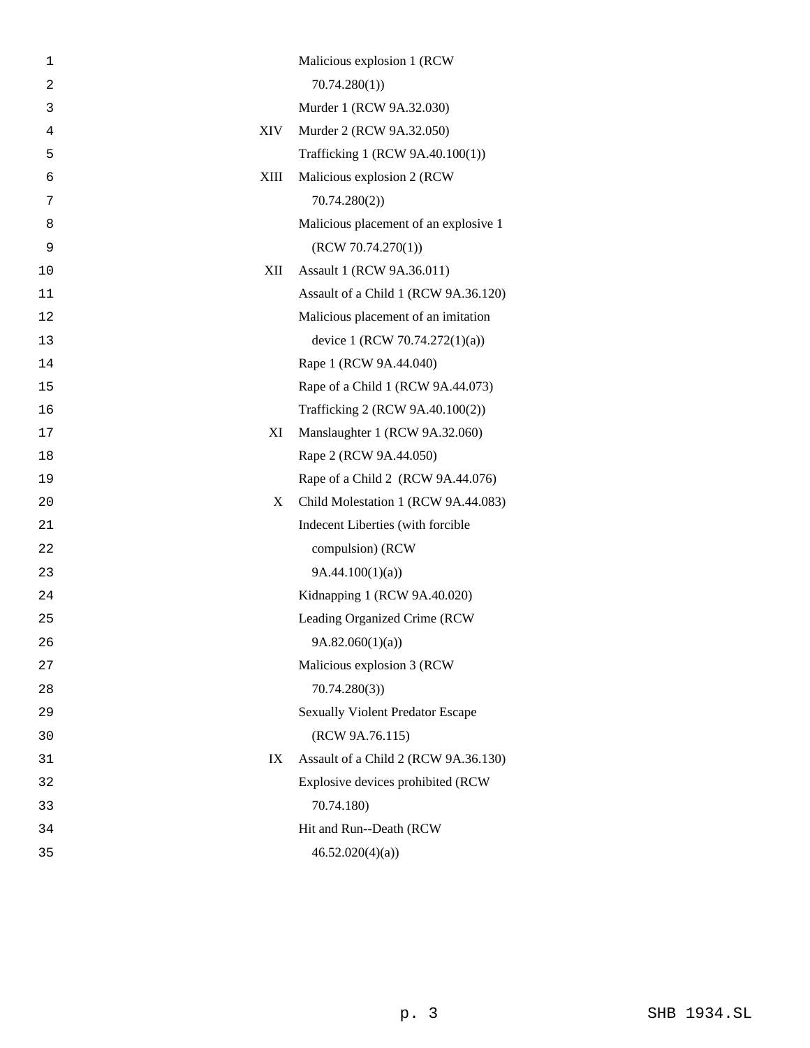| | |
|---|---|
| | Malicious explosion 1 (RCW 70.74.280(1)) |
| | Murder 1 (RCW 9A.32.030) |
| XIV | Murder 2 (RCW 9A.32.050) |
| | Trafficking 1 (RCW 9A.40.100(1)) |
| XIII | Malicious explosion 2 (RCW 70.74.280(2)) |
| | Malicious placement of an explosive 1 (RCW 70.74.270(1)) |
| XII | Assault 1 (RCW 9A.36.011) |
| | Assault of a Child 1 (RCW 9A.36.120) |
| | Malicious placement of an imitation device 1 (RCW 70.74.272(1)(a)) |
| | Rape 1 (RCW 9A.44.040) |
| | Rape of a Child 1 (RCW 9A.44.073) |
| | Trafficking 2 (RCW 9A.40.100(2)) |
| XI | Manslaughter 1 (RCW 9A.32.060) |
| | Rape 2 (RCW 9A.44.050) |
| | Rape of a Child 2 (RCW 9A.44.076) |
| X | Child Molestation 1 (RCW 9A.44.083) |
| | Indecent Liberties (with forcible compulsion) (RCW 9A.44.100(1)(a)) |
| | Kidnapping 1 (RCW 9A.40.020) |
| | Leading Organized Crime (RCW 9A.82.060(1)(a)) |
| | Malicious explosion 3 (RCW 70.74.280(3)) |
| | Sexually Violent Predator Escape (RCW 9A.76.115) |
| IX | Assault of a Child 2 (RCW 9A.36.130) |
| | Explosive devices prohibited (RCW 70.74.180) |
| | Hit and Run--Death (RCW 46.52.020(4)(a)) |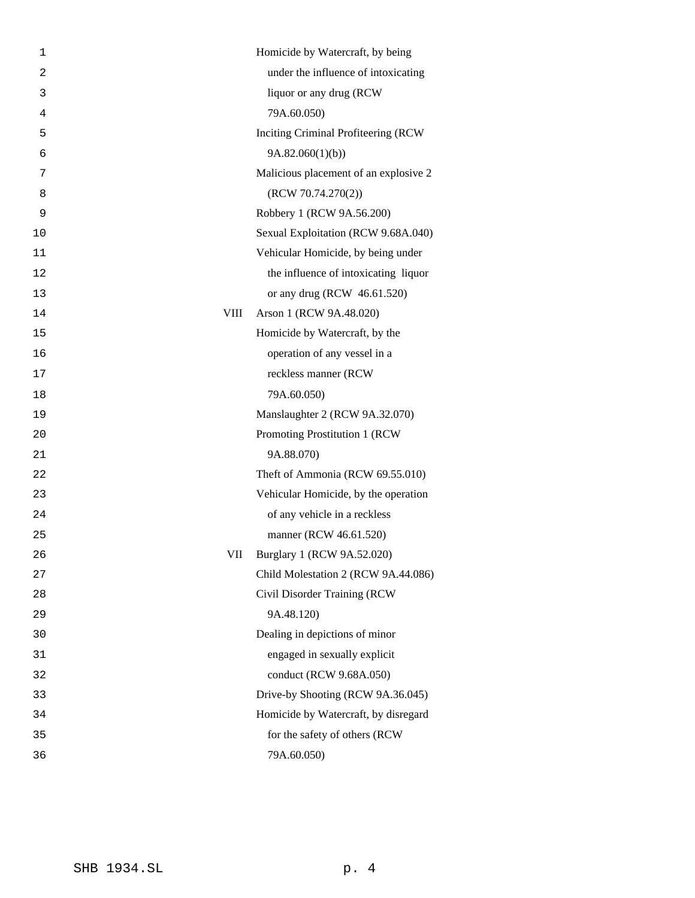| | |
|---|---|
| | Homicide by Watercraft, by being under the influence of intoxicating liquor or any drug (RCW 79A.60.050) |
| | Inciting Criminal Profiteering (RCW 9A.82.060(1)(b)) |
| | Malicious placement of an explosive 2 (RCW 70.74.270(2)) |
| | Robbery 1 (RCW 9A.56.200) |
| | Sexual Exploitation (RCW 9.68A.040) |
| | Vehicular Homicide, by being under the influence of intoxicating liquor or any drug (RCW 46.61.520) |
| VIII | Arson 1 (RCW 9A.48.020) |
| | Homicide by Watercraft, by the operation of any vessel in a reckless manner (RCW 79A.60.050) |
| | Manslaughter 2 (RCW 9A.32.070) |
| | Promoting Prostitution 1 (RCW 9A.88.070) |
| | Theft of Ammonia (RCW 69.55.010) |
| | Vehicular Homicide, by the operation of any vehicle in a reckless manner (RCW 46.61.520) |
| VII | Burglary 1 (RCW 9A.52.020) |
| | Child Molestation 2 (RCW 9A.44.086) |
| | Civil Disorder Training (RCW 9A.48.120) |
| | Dealing in depictions of minor engaged in sexually explicit conduct (RCW 9.68A.050) |
| | Drive-by Shooting (RCW 9A.36.045) |
| | Homicide by Watercraft, by disregard for the safety of others (RCW 79A.60.050) |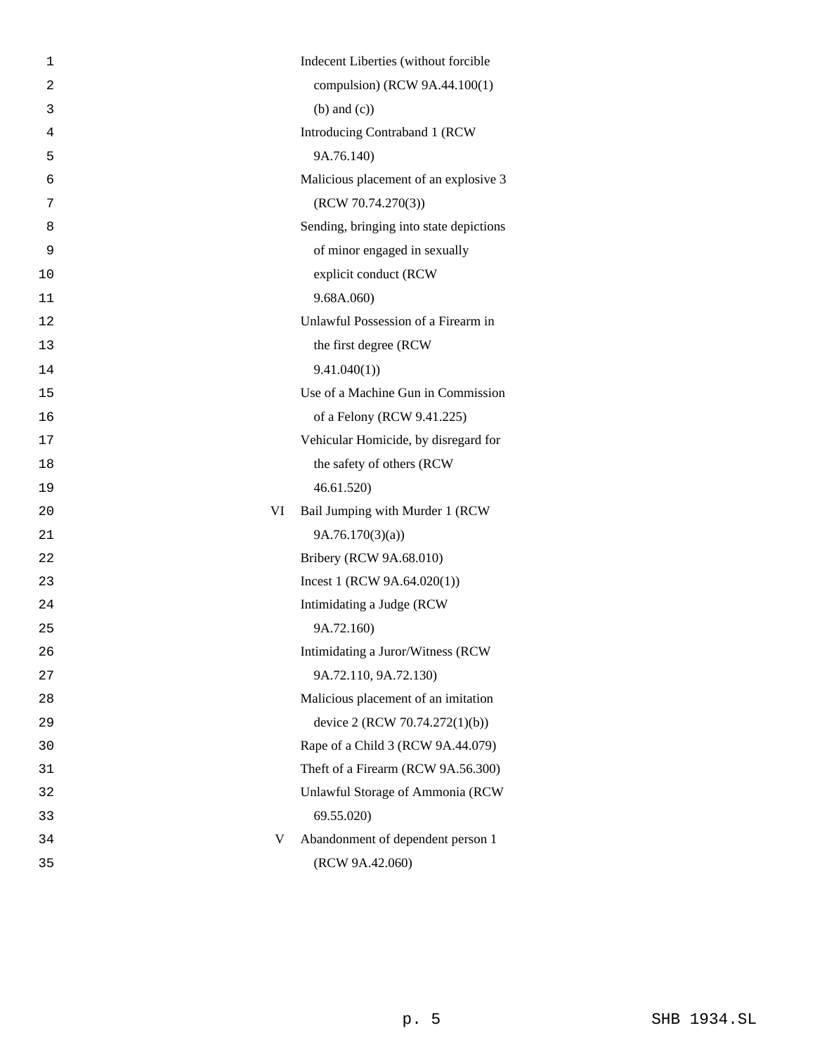| | |
|---|---|
| | Indecent Liberties (without forcible compulsion) (RCW 9A.44.100(1) (b) and (c)) |
| | Introducing Contraband 1 (RCW 9A.76.140) |
| | Malicious placement of an explosive 3 (RCW 70.74.270(3)) |
| | Sending, bringing into state depictions of minor engaged in sexually explicit conduct (RCW 9.68A.060) |
| | Unlawful Possession of a Firearm in the first degree (RCW 9.41.040(1)) |
| | Use of a Machine Gun in Commission of a Felony (RCW 9.41.225) |
| | Vehicular Homicide, by disregard for the safety of others (RCW 46.61.520) |
| VI | Bail Jumping with Murder 1 (RCW 9A.76.170(3)(a)) |
| | Bribery (RCW 9A.68.010) |
| | Incest 1 (RCW 9A.64.020(1)) |
| | Intimidating a Judge (RCW 9A.72.160) |
| | Intimidating a Juror/Witness (RCW 9A.72.110, 9A.72.130) |
| | Malicious placement of an imitation device 2 (RCW 70.74.272(1)(b)) |
| | Rape of a Child 3 (RCW 9A.44.079) |
| | Theft of a Firearm (RCW 9A.56.300) |
| | Unlawful Storage of Ammonia (RCW 69.55.020) |
| V | Abandonment of dependent person 1 (RCW 9A.42.060) |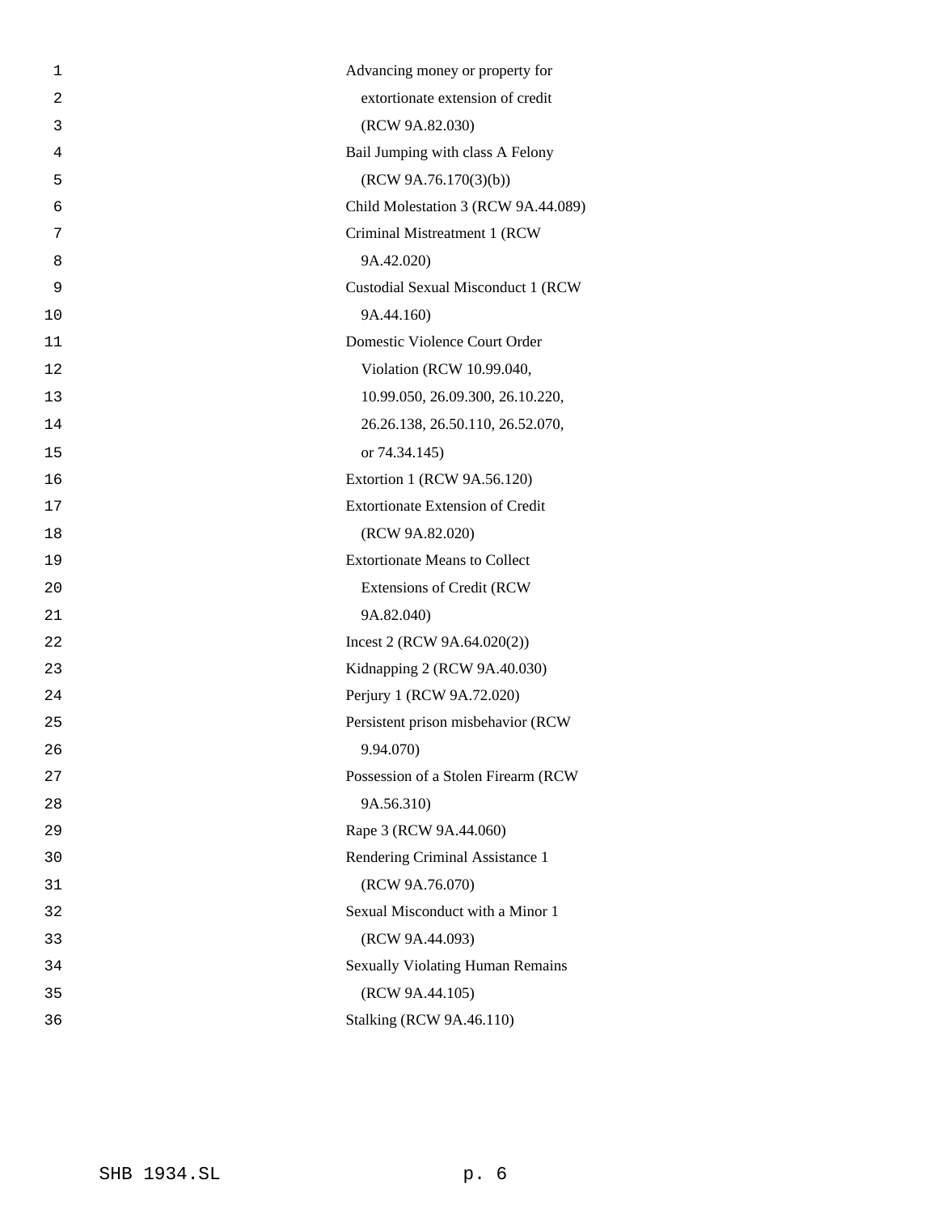Advancing money or property for extortionate extension of credit (RCW 9A.82.030)

Bail Jumping with class A Felony (RCW 9A.76.170(3)(b))

Child Molestation 3 (RCW 9A.44.089)

Criminal Mistreatment 1 (RCW 9A.42.020)

Custodial Sexual Misconduct 1 (RCW 9A.44.160)

Domestic Violence Court Order Violation (RCW 10.99.040, 10.99.050, 26.09.300, 26.10.220, 26.26.138, 26.50.110, 26.52.070, or 74.34.145)

Extortion 1 (RCW 9A.56.120)

Extortionate Extension of Credit (RCW 9A.82.020)

Extortionate Means to Collect Extensions of Credit (RCW 9A.82.040)

Incest 2 (RCW 9A.64.020(2))

Kidnapping 2 (RCW 9A.40.030)

Perjury 1 (RCW 9A.72.020)

Persistent prison misbehavior (RCW 9.94.070)

Possession of a Stolen Firearm (RCW 9A.56.310)

Rape 3 (RCW 9A.44.060)

Rendering Criminal Assistance 1 (RCW 9A.76.070)

Sexual Misconduct with a Minor 1 (RCW 9A.44.093)

Sexually Violating Human Remains (RCW 9A.44.105)

Stalking (RCW 9A.46.110)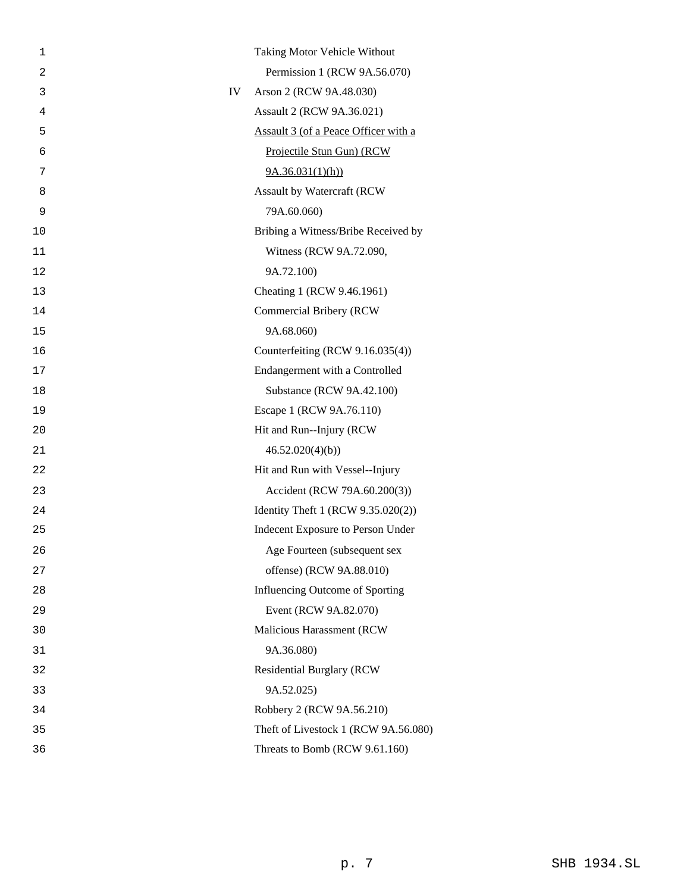| | |
|---|---|
| | Taking Motor Vehicle Without Permission 1 (RCW 9A.56.070) |
| IV | Arson 2 (RCW 9A.48.030) |
| | Assault 2 (RCW 9A.36.021) |
| | Assault 3 (of a Peace Officer with a Projectile Stun Gun) (RCW 9A.36.031(1)(h)) |
| | Assault by Watercraft (RCW 79A.60.060) |
| | Bribing a Witness/Bribe Received by Witness (RCW 9A.72.090, 9A.72.100) |
| | Cheating 1 (RCW 9.46.1961) |
| | Commercial Bribery (RCW 9A.68.060) |
| | Counterfeiting (RCW 9.16.035(4)) |
| | Endangerment with a Controlled Substance (RCW 9A.42.100) |
| | Escape 1 (RCW 9A.76.110) |
| | Hit and Run--Injury (RCW 46.52.020(4)(b)) |
| | Hit and Run with Vessel--Injury Accident (RCW 79A.60.200(3)) |
| | Identity Theft 1 (RCW 9.35.020(2)) |
| | Indecent Exposure to Person Under Age Fourteen (subsequent sex offense) (RCW 9A.88.010) |
| | Influencing Outcome of Sporting Event (RCW 9A.82.070) |
| | Malicious Harassment (RCW 9A.36.080) |
| | Residential Burglary (RCW 9A.52.025) |
| | Robbery 2 (RCW 9A.56.210) |
| | Theft of Livestock 1 (RCW 9A.56.080) |
| | Threats to Bomb (RCW 9.61.160) |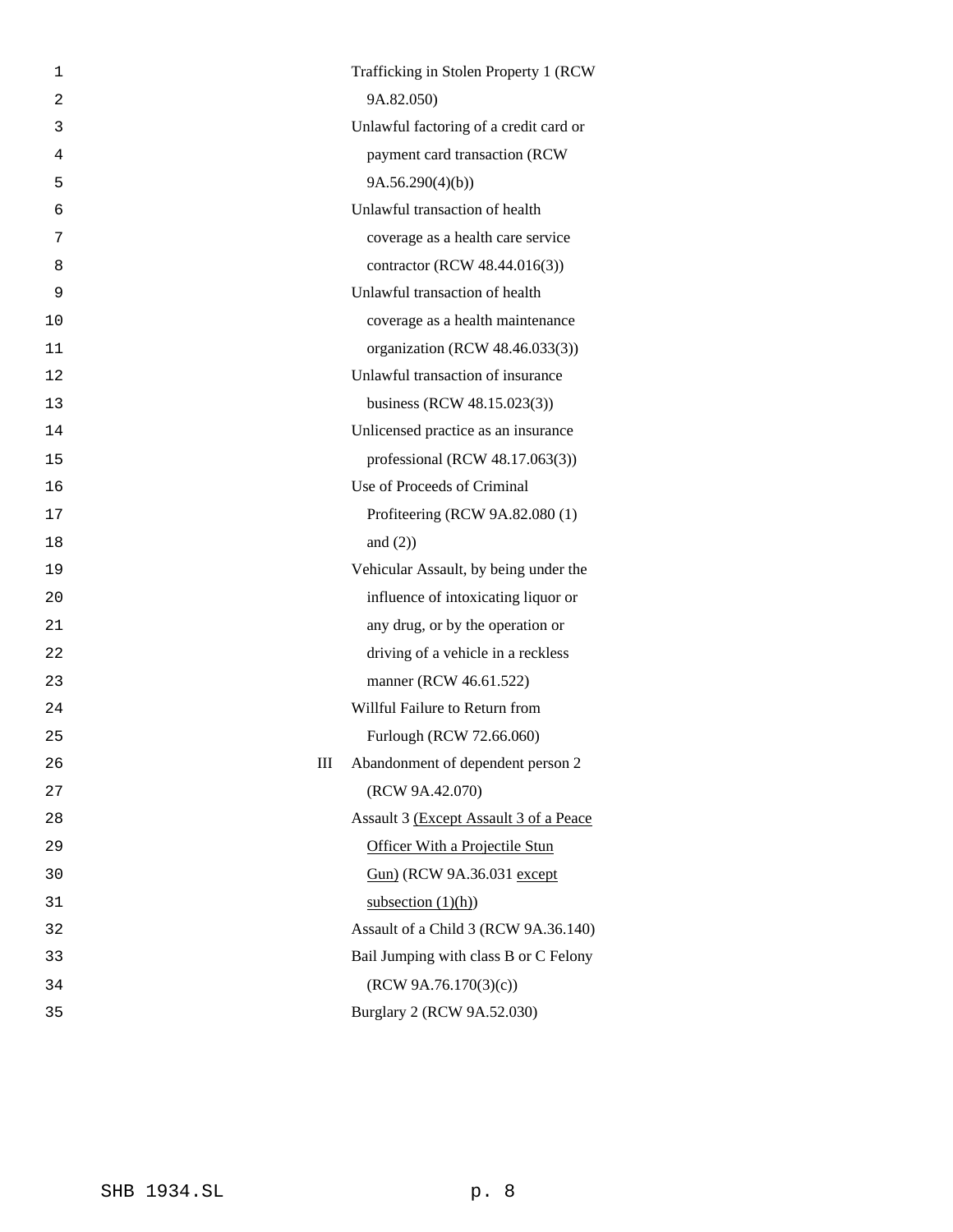| | |
|---|---|
| | Trafficking in Stolen Property 1 (RCW 9A.82.050) |
| | Unlawful factoring of a credit card or payment card transaction (RCW 9A.56.290(4)(b)) |
| | Unlawful transaction of health coverage as a health care service contractor (RCW 48.44.016(3)) |
| | Unlawful transaction of health coverage as a health maintenance organization (RCW 48.46.033(3)) |
| | Unlawful transaction of insurance business (RCW 48.15.023(3)) |
| | Unlicensed practice as an insurance professional (RCW 48.17.063(3)) |
| | Use of Proceeds of Criminal Profiteering (RCW 9A.82.080 (1) and (2)) |
| | Vehicular Assault, by being under the influence of intoxicating liquor or any drug, or by the operation or driving of a vehicle in a reckless manner (RCW 46.61.522) |
| | Willful Failure to Return from Furlough (RCW 72.66.060) |
| III | Abandonment of dependent person 2 (RCW 9A.42.070) |
| | Assault 3 <u>(Except Assault 3 of a Peace Officer With a Projectile Stun Gun)</u> (RCW 9A.36.031 <u>except subsection (1)(h)</u>) |
| | Assault of a Child 3 (RCW 9A.36.140) |
| | Bail Jumping with class B or C Felony (RCW 9A.76.170(3)(c)) |
| | Burglary 2 (RCW 9A.52.030) |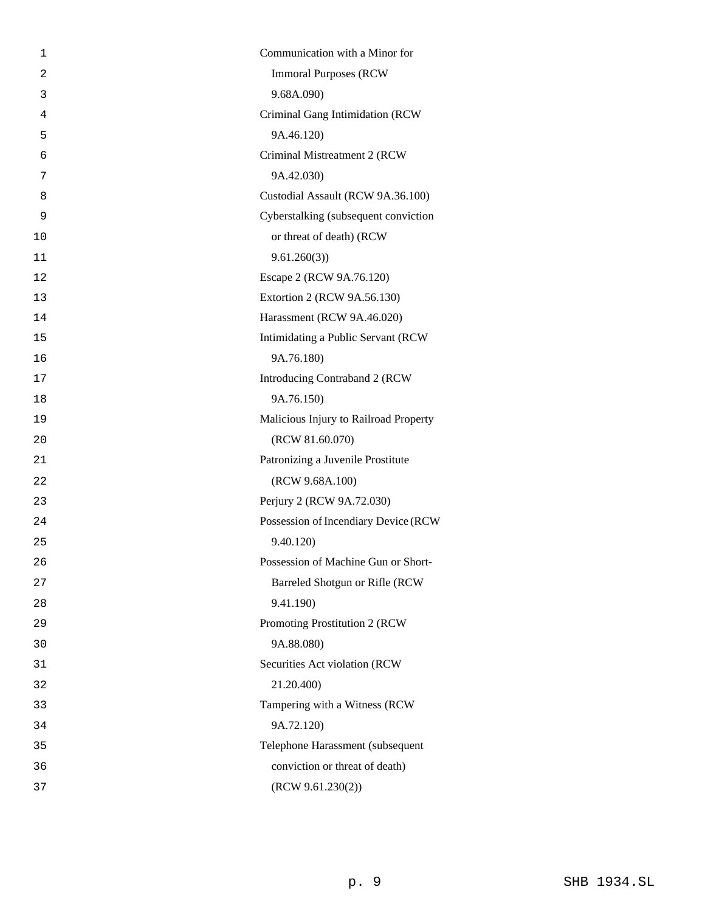Communication with a Minor for Immoral Purposes (RCW 9.68A.090)

Criminal Gang Intimidation (RCW 9A.46.120)

Criminal Mistreatment 2 (RCW 9A.42.030)

Custodial Assault (RCW 9A.36.100)

Cyberstalking (subsequent conviction or threat of death) (RCW 9.61.260(3))

Escape 2 (RCW 9A.76.120)

Extortion 2 (RCW 9A.56.130)

Harassment (RCW 9A.46.020)

Intimidating a Public Servant (RCW 9A.76.180)

Introducing Contraband 2 (RCW 9A.76.150)

Malicious Injury to Railroad Property (RCW 81.60.070)

Patronizing a Juvenile Prostitute (RCW 9.68A.100)

Perjury 2 (RCW 9A.72.030)

Possession of Incendiary Device (RCW 9.40.120)

Possession of Machine Gun or Short-Barreled Shotgun or Rifle (RCW 9.41.190)

Promoting Prostitution 2 (RCW 9A.88.080)

Securities Act violation (RCW 21.20.400)

Tampering with a Witness (RCW 9A.72.120)

Telephone Harassment (subsequent conviction or threat of death) (RCW 9.61.230(2))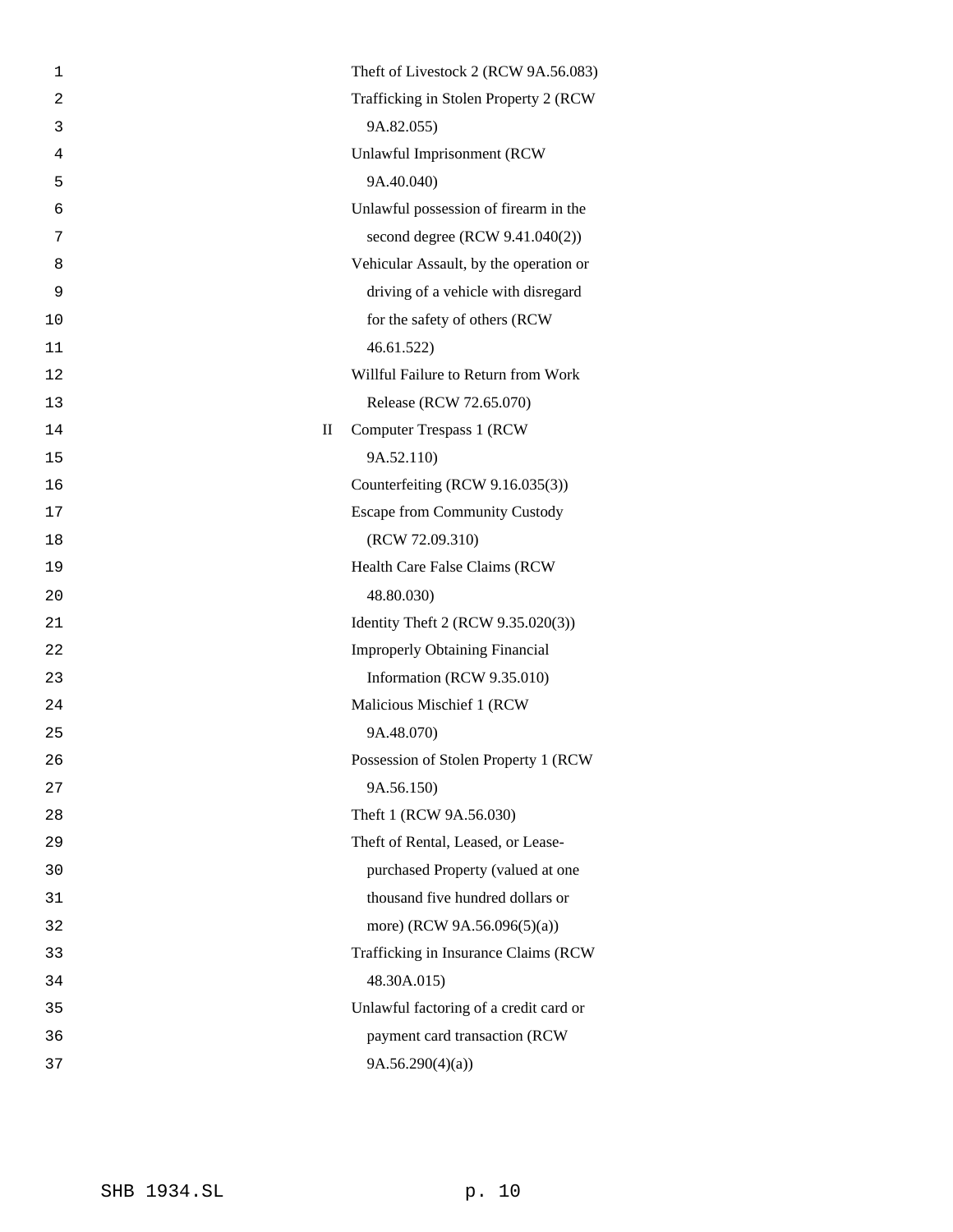| | |
|---|---|
| | Theft of Livestock 2 (RCW 9A.56.083) |
| | Trafficking in Stolen Property 2 (RCW 9A.82.055) |
| | Unlawful Imprisonment (RCW 9A.40.040) |
| | Unlawful possession of firearm in the second degree (RCW 9.41.040(2)) |
| | Vehicular Assault, by the operation or driving of a vehicle with disregard for the safety of others (RCW 46.61.522) |
| | Willful Failure to Return from Work Release (RCW 72.65.070) |
| II | Computer Trespass 1 (RCW 9A.52.110) |
| | Counterfeiting (RCW 9.16.035(3)) |
| | Escape from Community Custody (RCW 72.09.310) |
| | Health Care False Claims (RCW 48.80.030) |
| | Identity Theft 2 (RCW 9.35.020(3)) |
| | Improperly Obtaining Financial Information (RCW 9.35.010) |
| | Malicious Mischief 1 (RCW 9A.48.070) |
| | Possession of Stolen Property 1 (RCW 9A.56.150) |
| | Theft 1 (RCW 9A.56.030) |
| | Theft of Rental, Leased, or Lease-purchased Property (valued at one thousand five hundred dollars or more) (RCW 9A.56.096(5)(a)) |
| | Trafficking in Insurance Claims (RCW 48.30A.015) |
| | Unlawful factoring of a credit card or payment card transaction (RCW 9A.56.290(4)(a)) |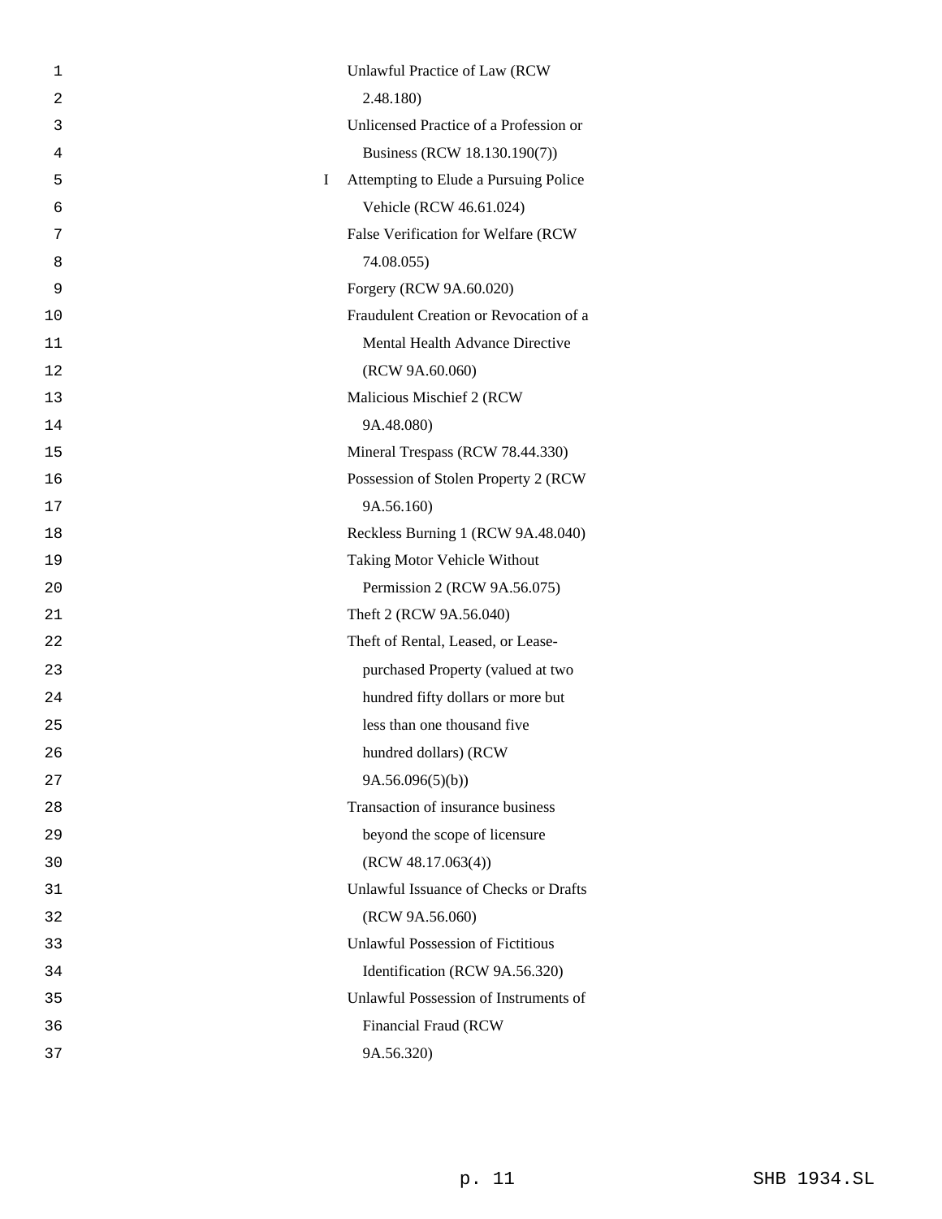Unlawful Practice of Law (RCW 2.48.180)

Unlicensed Practice of a Profession or Business (RCW 18.130.190(7))

I Attempting to Elude a Pursuing Police Vehicle (RCW 46.61.024)

False Verification for Welfare (RCW 74.08.055)

Forgery (RCW 9A.60.020)

Fraudulent Creation or Revocation of a Mental Health Advance Directive (RCW 9A.60.060)

Malicious Mischief 2 (RCW 9A.48.080)

Mineral Trespass (RCW 78.44.330)

Possession of Stolen Property 2 (RCW 9A.56.160)

Reckless Burning 1 (RCW 9A.48.040)

Taking Motor Vehicle Without Permission 2 (RCW 9A.56.075)

Theft 2 (RCW 9A.56.040)

Theft of Rental, Leased, or Lease-purchased Property (valued at two hundred fifty dollars or more but less than one thousand five hundred dollars) (RCW 9A.56.096(5)(b))

Transaction of insurance business beyond the scope of licensure (RCW 48.17.063(4))

Unlawful Issuance of Checks or Drafts (RCW 9A.56.060)

Unlawful Possession of Fictitious Identification (RCW 9A.56.320)

Unlawful Possession of Instruments of Financial Fraud (RCW 9A.56.320)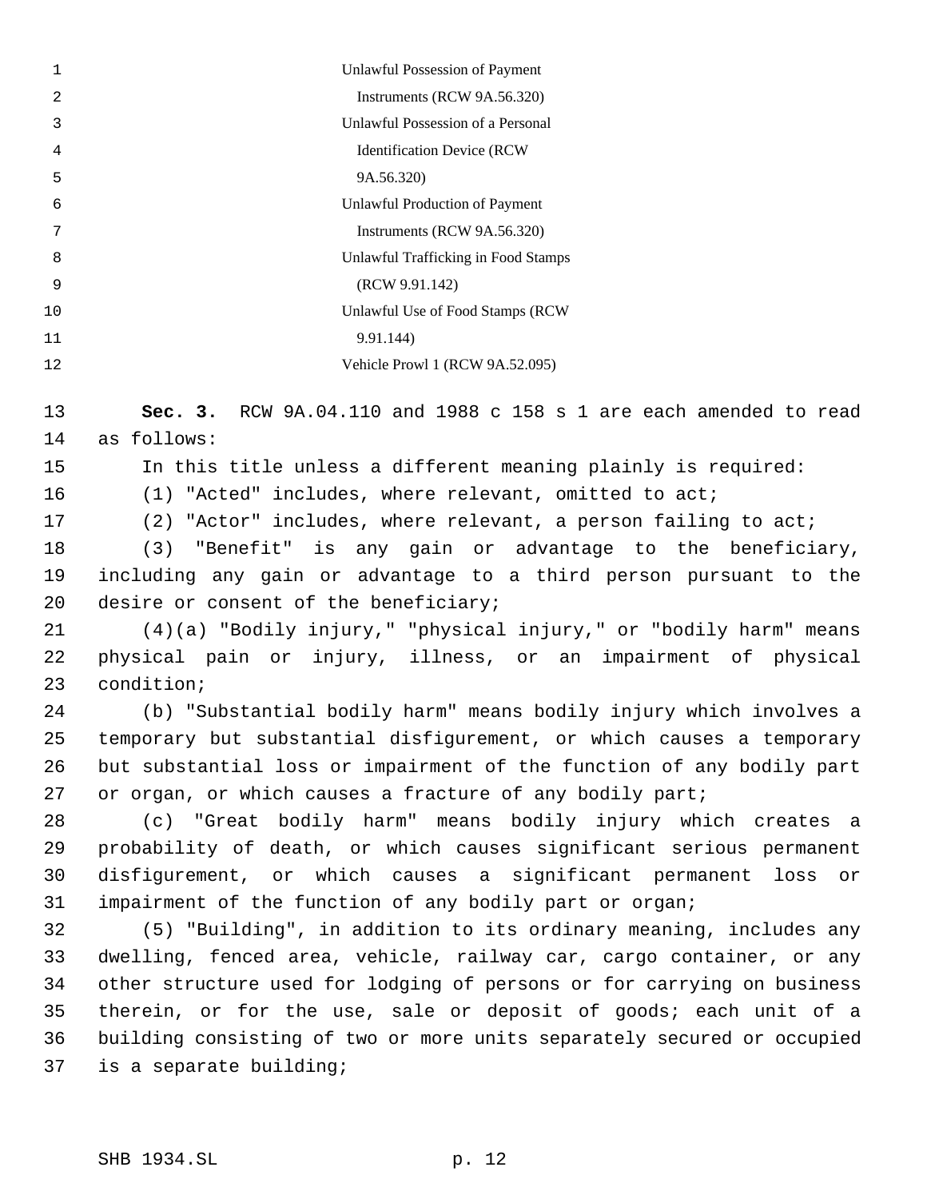Unlawful Possession of Payment Instruments (RCW 9A.56.320)

Unlawful Possession of a Personal Identification Device (RCW 9A.56.320)

Unlawful Production of Payment Instruments (RCW 9A.56.320)

Unlawful Trafficking in Food Stamps (RCW 9.91.142)

Unlawful Use of Food Stamps (RCW 9.91.144)

Vehicle Prowl 1 (RCW 9A.52.095)

**Sec. 3.** RCW 9A.04.110 and 1988 c 158 s 1 are each amended to read as follows:

In this title unless a different meaning plainly is required:

(1) "Acted" includes, where relevant, omitted to act;

(2) "Actor" includes, where relevant, a person failing to act;

(3) "Benefit" is any gain or advantage to the beneficiary, including any gain or advantage to a third person pursuant to the desire or consent of the beneficiary;

(4)(a) "Bodily injury," "physical injury," or "bodily harm" means physical pain or injury, illness, or an impairment of physical condition;

(b) "Substantial bodily harm" means bodily injury which involves a temporary but substantial disfigurement, or which causes a temporary but substantial loss or impairment of the function of any bodily part or organ, or which causes a fracture of any bodily part;

(c) "Great bodily harm" means bodily injury which creates a probability of death, or which causes significant serious permanent disfigurement, or which causes a significant permanent loss or impairment of the function of any bodily part or organ;

(5) "Building", in addition to its ordinary meaning, includes any dwelling, fenced area, vehicle, railway car, cargo container, or any other structure used for lodging of persons or for carrying on business therein, or for the use, sale or deposit of goods; each unit of a building consisting of two or more units separately secured or occupied is a separate building;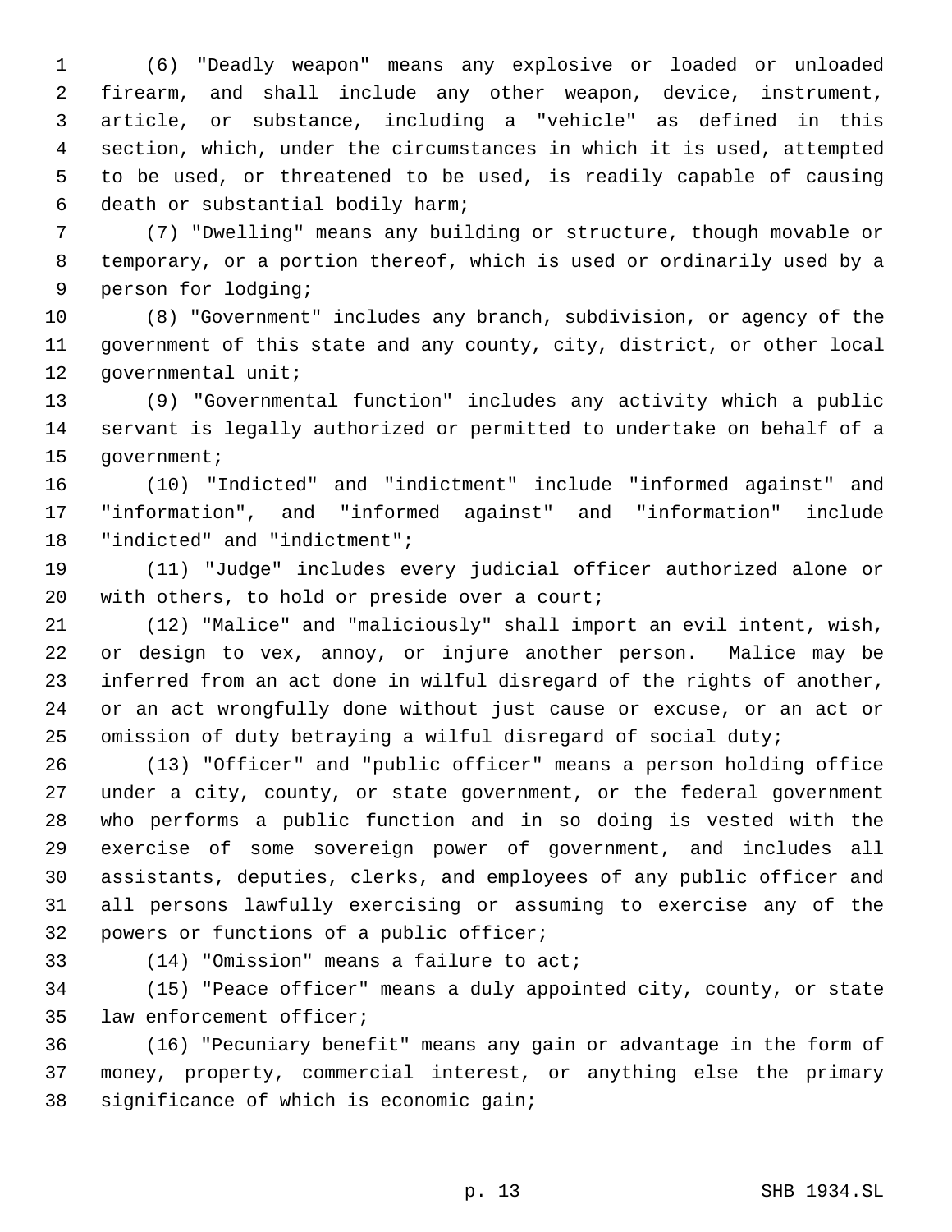(6) "Deadly weapon" means any explosive or loaded or unloaded firearm, and shall include any other weapon, device, instrument, article, or substance, including a "vehicle" as defined in this section, which, under the circumstances in which it is used, attempted to be used, or threatened to be used, is readily capable of causing death or substantial bodily harm;

(7) "Dwelling" means any building or structure, though movable or temporary, or a portion thereof, which is used or ordinarily used by a person for lodging;

(8) "Government" includes any branch, subdivision, or agency of the government of this state and any county, city, district, or other local governmental unit;

(9) "Governmental function" includes any activity which a public servant is legally authorized or permitted to undertake on behalf of a government;

(10) "Indicted" and "indictment" include "informed against" and "information", and "informed against" and "information" include "indicted" and "indictment";

(11) "Judge" includes every judicial officer authorized alone or with others, to hold or preside over a court;

(12) "Malice" and "maliciously" shall import an evil intent, wish, or design to vex, annoy, or injure another person. Malice may be inferred from an act done in wilful disregard of the rights of another, or an act wrongfully done without just cause or excuse, or an act or omission of duty betraying a wilful disregard of social duty;

(13) "Officer" and "public officer" means a person holding office under a city, county, or state government, or the federal government who performs a public function and in so doing is vested with the exercise of some sovereign power of government, and includes all assistants, deputies, clerks, and employees of any public officer and all persons lawfully exercising or assuming to exercise any of the powers or functions of a public officer;

(14) "Omission" means a failure to act;

(15) "Peace officer" means a duly appointed city, county, or state law enforcement officer;

(16) "Pecuniary benefit" means any gain or advantage in the form of money, property, commercial interest, or anything else the primary significance of which is economic gain;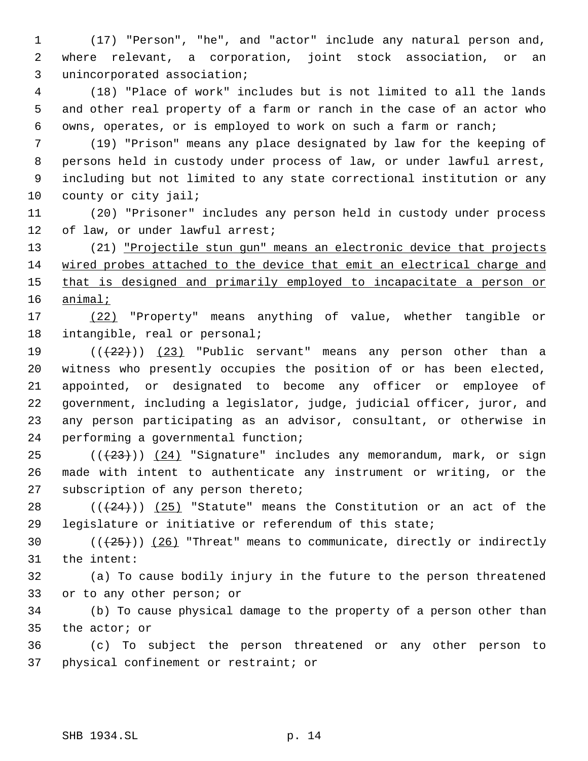(17) "Person", "he", and "actor" include any natural person and, where relevant, a corporation, joint stock association, or an unincorporated association;

(18) "Place of work" includes but is not limited to all the lands and other real property of a farm or ranch in the case of an actor who owns, operates, or is employed to work on such a farm or ranch;

(19) "Prison" means any place designated by law for the keeping of persons held in custody under process of law, or under lawful arrest, including but not limited to any state correctional institution or any county or city jail;

(20) "Prisoner" includes any person held in custody under process of law, or under lawful arrest;

(21) "Projectile stun gun" means an electronic device that projects wired probes attached to the device that emit an electrical charge and that is designed and primarily employed to incapacitate a person or animal;

(22) "Property" means anything of value, whether tangible or intangible, real or personal;

(((22))) (23) "Public servant" means any person other than a witness who presently occupies the position of or has been elected, appointed, or designated to become any officer or employee of government, including a legislator, judge, judicial officer, juror, and any person participating as an advisor, consultant, or otherwise in performing a governmental function;

(((23))) (24) "Signature" includes any memorandum, mark, or sign made with intent to authenticate any instrument or writing, or the subscription of any person thereto;

(((24))) (25) "Statute" means the Constitution or an act of the legislature or initiative or referendum of this state;

(((25))) (26) "Threat" means to communicate, directly or indirectly the intent:

(a) To cause bodily injury in the future to the person threatened or to any other person; or

(b) To cause physical damage to the property of a person other than the actor; or

(c) To subject the person threatened or any other person to physical confinement or restraint; or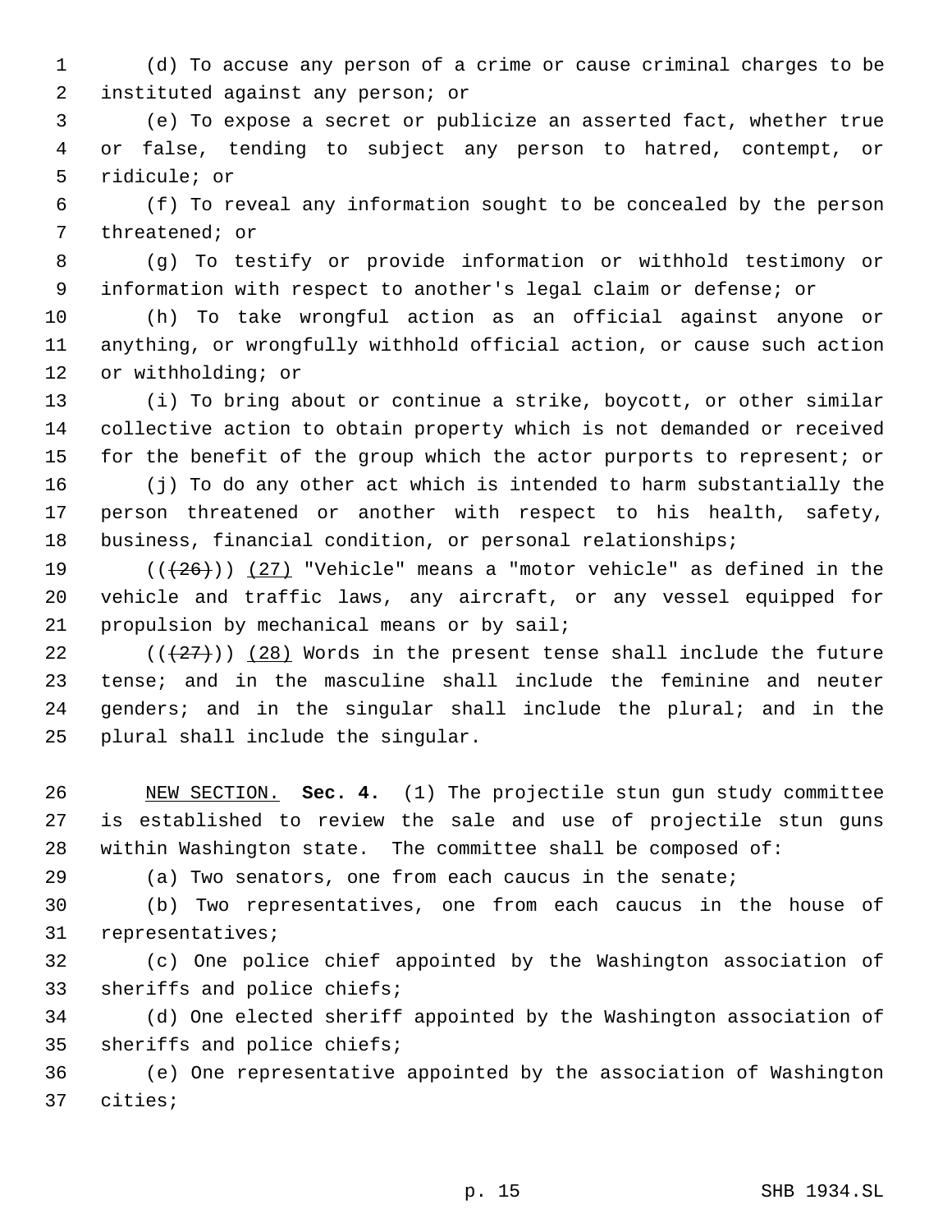(d) To accuse any person of a crime or cause criminal charges to be instituted against any person; or

(e) To expose a secret or publicize an asserted fact, whether true or false, tending to subject any person to hatred, contempt, or ridicule; or

(f) To reveal any information sought to be concealed by the person threatened; or

(g) To testify or provide information or withhold testimony or information with respect to another's legal claim or defense; or

(h) To take wrongful action as an official against anyone or anything, or wrongfully withhold official action, or cause such action or withholding; or

(i) To bring about or continue a strike, boycott, or other similar collective action to obtain property which is not demanded or received for the benefit of the group which the actor purports to represent; or

(j) To do any other act which is intended to harm substantially the person threatened or another with respect to his health, safety, business, financial condition, or personal relationships;

~~((26))~~ (27) "Vehicle" means a "motor vehicle" as defined in the vehicle and traffic laws, any aircraft, or any vessel equipped for propulsion by mechanical means or by sail;

~~((27))~~ (28) Words in the present tense shall include the future tense; and in the masculine shall include the feminine and neuter genders; and in the singular shall include the plural; and in the plural shall include the singular.

NEW SECTION. **Sec. 4.** (1) The projectile stun gun study committee is established to review the sale and use of projectile stun guns within Washington state. The committee shall be composed of:

(a) Two senators, one from each caucus in the senate;

(b) Two representatives, one from each caucus in the house of representatives;

(c) One police chief appointed by the Washington association of sheriffs and police chiefs;

(d) One elected sheriff appointed by the Washington association of sheriffs and police chiefs;

(e) One representative appointed by the association of Washington cities;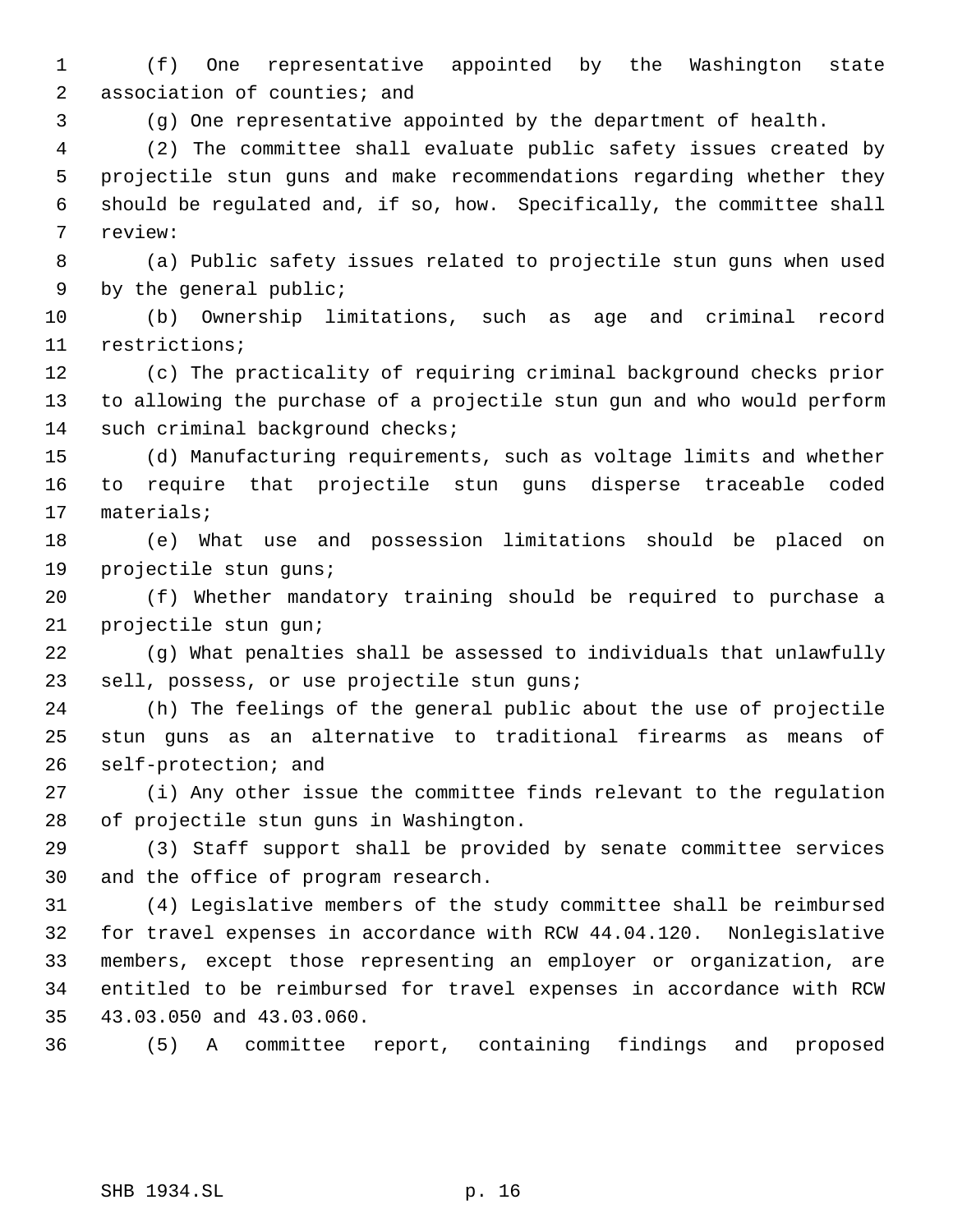(f) One representative appointed by the Washington state association of counties; and

(g) One representative appointed by the department of health.

(2) The committee shall evaluate public safety issues created by projectile stun guns and make recommendations regarding whether they should be regulated and, if so, how. Specifically, the committee shall review:

(a) Public safety issues related to projectile stun guns when used by the general public;

(b) Ownership limitations, such as age and criminal record restrictions;

(c) The practicality of requiring criminal background checks prior to allowing the purchase of a projectile stun gun and who would perform such criminal background checks;

(d) Manufacturing requirements, such as voltage limits and whether to require that projectile stun guns disperse traceable coded materials;

(e) What use and possession limitations should be placed on projectile stun guns;

(f) Whether mandatory training should be required to purchase a projectile stun gun;

(g) What penalties shall be assessed to individuals that unlawfully sell, possess, or use projectile stun guns;

(h) The feelings of the general public about the use of projectile stun guns as an alternative to traditional firearms as means of self-protection; and

(i) Any other issue the committee finds relevant to the regulation of projectile stun guns in Washington.

(3) Staff support shall be provided by senate committee services and the office of program research.

(4) Legislative members of the study committee shall be reimbursed for travel expenses in accordance with RCW 44.04.120. Nonlegislative members, except those representing an employer or organization, are entitled to be reimbursed for travel expenses in accordance with RCW 43.03.050 and 43.03.060.

(5) A committee report, containing findings and proposed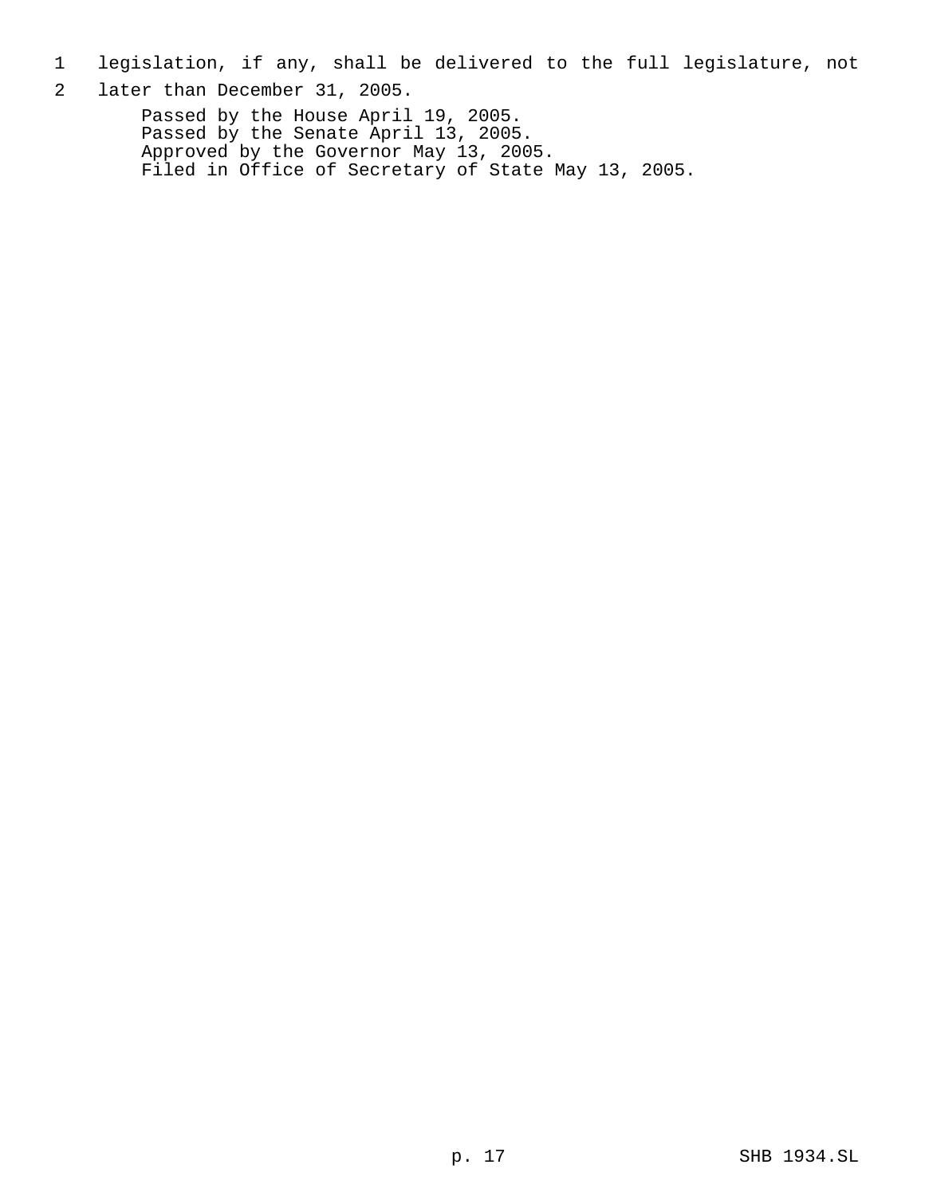legislation, if any, shall be delivered to the full legislature, not later than December 31, 2005.

Passed by the House April 19, 2005.
Passed by the Senate April 13, 2005.
Approved by the Governor May 13, 2005.
Filed in Office of Secretary of State May 13, 2005.